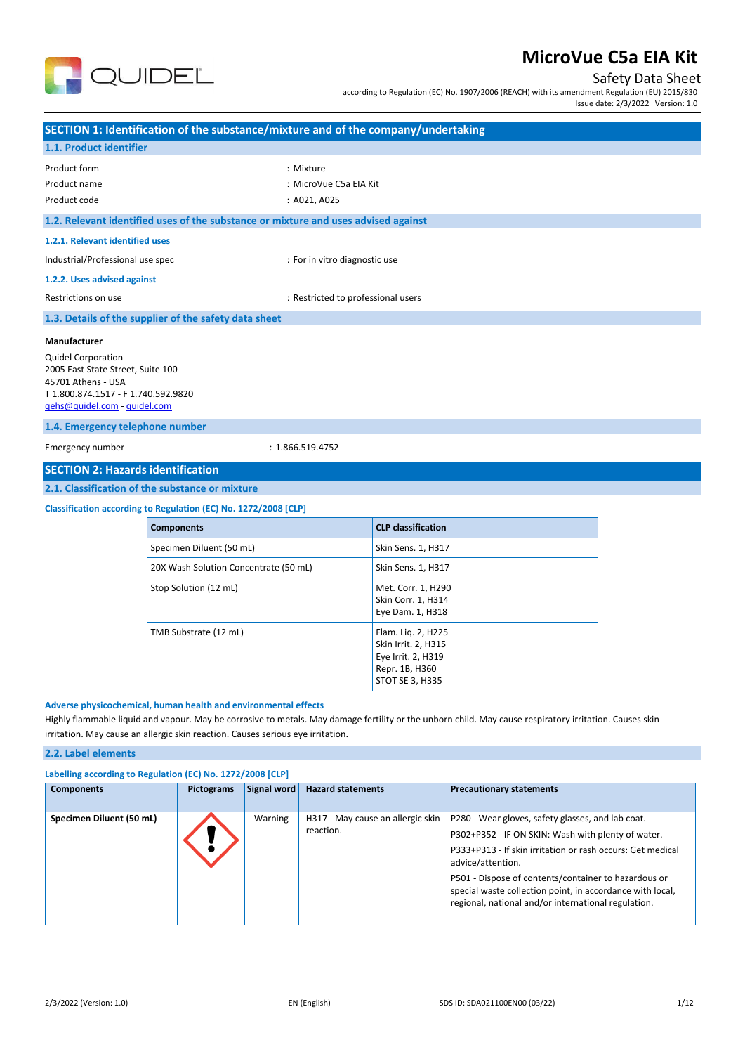# MicroVue C5a EIA Kit

Safety Data Sheet

according to Regulation (EC) No. 1907/2006 (REACH) with its amendment Regulation (EU) 2015/830

Issue date: 2/3/2022 Version: 1.0

## SECTION 1: Identification of the substance/mixture and of the company/undertaking

### 1.1. Product identifier

Product form : Mixture

Product name : MicroVue C5a EIA Kit

Product code : A021, A025

### 1.2. Relevant identified uses of the substance or mixture and uses advised against

#### 1.2.1. Relevant identified uses

Industrial/Professional use spec : For in vitro diagnostic use

#### 1.2.2. Uses advised against

Restrictions on use : Restricted to professional users

### 1.3. Details of the supplier of the safety data sheet

**Manufacturer**

Quidel Corporation
2005 East State Street, Suite 100
45701 Athens - USA
T 1.800.874.1517 - F 1.740.592.9820
qehs@quidel.com - quidel.com

### 1.4. Emergency telephone number

Emergency number : 1.866.519.4752

## SECTION 2: Hazards identification

### 2.1. Classification of the substance or mixture

#### Classification according to Regulation (EC) No. 1272/2008 [CLP]

| Components | CLP classification |
|---|---|
| Specimen Diluent (50 mL) | Skin Sens. 1, H317 |
| 20X Wash Solution Concentrate (50 mL) | Skin Sens. 1, H317 |
| Stop Solution (12 mL) | Met. Corr. 1, H290<br>Skin Corr. 1, H314<br>Eye Dam. 1, H318 |
| TMB Substrate (12 mL) | Flam. Liq. 2, H225<br>Skin Irrit. 2, H315<br>Eye Irrit. 2, H319<br>Repr. 1B, H360<br>STOT SE 3, H335 |

#### Adverse physicochemical, human health and environmental effects

Highly flammable liquid and vapour. May be corrosive to metals. May damage fertility or the unborn child. May cause respiratory irritation. Causes skin irritation. May cause an allergic skin reaction. Causes serious eye irritation.

### 2.2. Label elements

#### Labelling according to Regulation (EC) No. 1272/2008 [CLP]

| Components | Pictograms | Signal word | Hazard statements | Precautionary statements |
|---|---|---|---|---|
| **Specimen Diluent (50 mL)** | | Warning | H317 - May cause an allergic skin reaction. | P280 - Wear gloves, safety glasses, and lab coat.<br>P302+P352 - IF ON SKIN: Wash with plenty of water.<br>P333+P313 - If skin irritation or rash occurs: Get medical advice/attention.<br>P501 - Dispose of contents/container to hazardous or special waste collection point, in accordance with local, regional, national and/or international regulation. |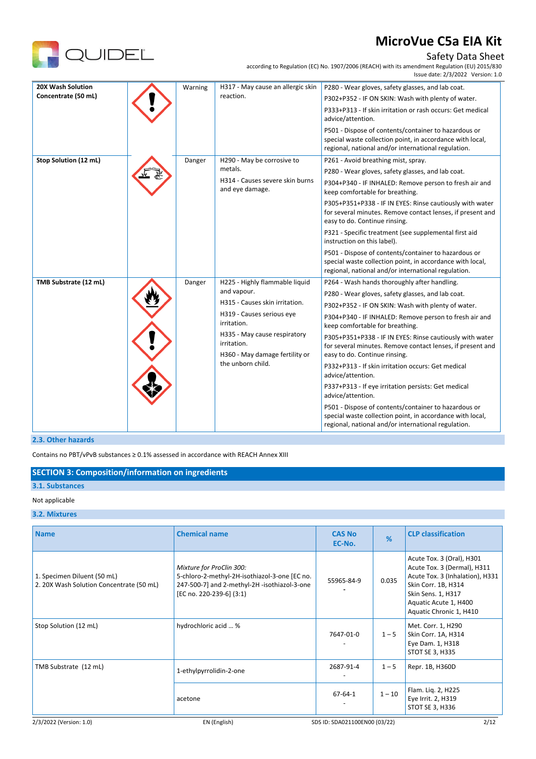| | | | | |
|---|---|---|---|---|
| **20X Wash Solution Concentrate (50 mL)** | | Warning | H317 - May cause an allergic skin reaction. | P280 - Wear gloves, safety glasses, and lab coat.<br>P302+P352 - IF ON SKIN: Wash with plenty of water.<br>P333+P313 - If skin irritation or rash occurs: Get medical advice/attention.<br>P501 - Dispose of contents/container to hazardous or special waste collection point, in accordance with local, regional, national and/or international regulation. |
| **Stop Solution (12 mL)** | | Danger | H290 - May be corrosive to metals.<br>H314 - Causes severe skin burns and eye damage. | P261 - Avoid breathing mist, spray.<br>P280 - Wear gloves, safety glasses, and lab coat.<br>P304+P340 - IF INHALED: Remove person to fresh air and keep comfortable for breathing.<br>P305+P351+P338 - IF IN EYES: Rinse cautiously with water for several minutes. Remove contact lenses, if present and easy to do. Continue rinsing.<br>P321 - Specific treatment (see supplemental first aid instruction on this label).<br>P501 - Dispose of contents/container to hazardous or special waste collection point, in accordance with local, regional, national and/or international regulation. |
| **TMB Substrate (12 mL)** | | Danger | H225 - Highly flammable liquid and vapour.<br>H315 - Causes skin irritation.<br>H319 - Causes serious eye irritation.<br>H335 - May cause respiratory irritation.<br>H360 - May damage fertility or the unborn child. | P264 - Wash hands thoroughly after handling.<br>P280 - Wear gloves, safety glasses, and lab coat.<br>P302+P352 - IF ON SKIN: Wash with plenty of water.<br>P304+P340 - IF INHALED: Remove person to fresh air and keep comfortable for breathing.<br>P305+P351+P338 - IF IN EYES: Rinse cautiously with water for several minutes. Remove contact lenses, if present and easy to do. Continue rinsing.<br>P332+P313 - If skin irritation occurs: Get medical advice/attention.<br>P337+P313 - If eye irritation persists: Get medical advice/attention.<br>P501 - Dispose of contents/container to hazardous or special waste collection point, in accordance with local, regional, national and/or international regulation. |

### 2.3. Other hazards

Contains no PBT/vPvB substances ≥ 0.1% assessed in accordance with REACH Annex XIII

## SECTION 3: Composition/information on ingredients

### 3.1. Substances

Not applicable

### 3.2. Mixtures

| Name | Chemical name | CAS No<br>EC-No. | % | CLP classification |
|---|---|---|---|---|
| 1. Specimen Diluent (50 mL)<br>2. 20X Wash Solution Concentrate (50 mL) | *Mixture for ProClin 300:*<br>5-chloro-2-methyl-2H-isothiazol-3-one [EC no. 247-500-7] and 2-methyl-2H -isothiazol-3-one [EC no. 220-239-6] (3:1) | 55965-84-9<br>- | 0.035 | Acute Tox. 3 (Oral), H301<br>Acute Tox. 3 (Dermal), H311<br>Acute Tox. 3 (Inhalation), H331<br>Skin Corr. 1B, H314<br>Skin Sens. 1, H317<br>Aquatic Acute 1, H400<br>Aquatic Chronic 1, H410 |
| Stop Solution (12 mL) | hydrochloric acid ... % | 7647-01-0<br>- | 1 – 5 | Met. Corr. 1, H290<br>Skin Corr. 1A, H314<br>Eye Dam. 1, H318<br>STOT SE 3, H335 |
| TMB Substrate (12 mL) | 1-ethylpyrrolidin-2-one | 2687-91-4<br>- | 1 – 5 | Repr. 1B, H360D |
| | acetone | 67-64-1<br>- | 1 – 10 | Flam. Liq. 2, H225<br>Eye Irrit. 2, H319<br>STOT SE 3, H336 |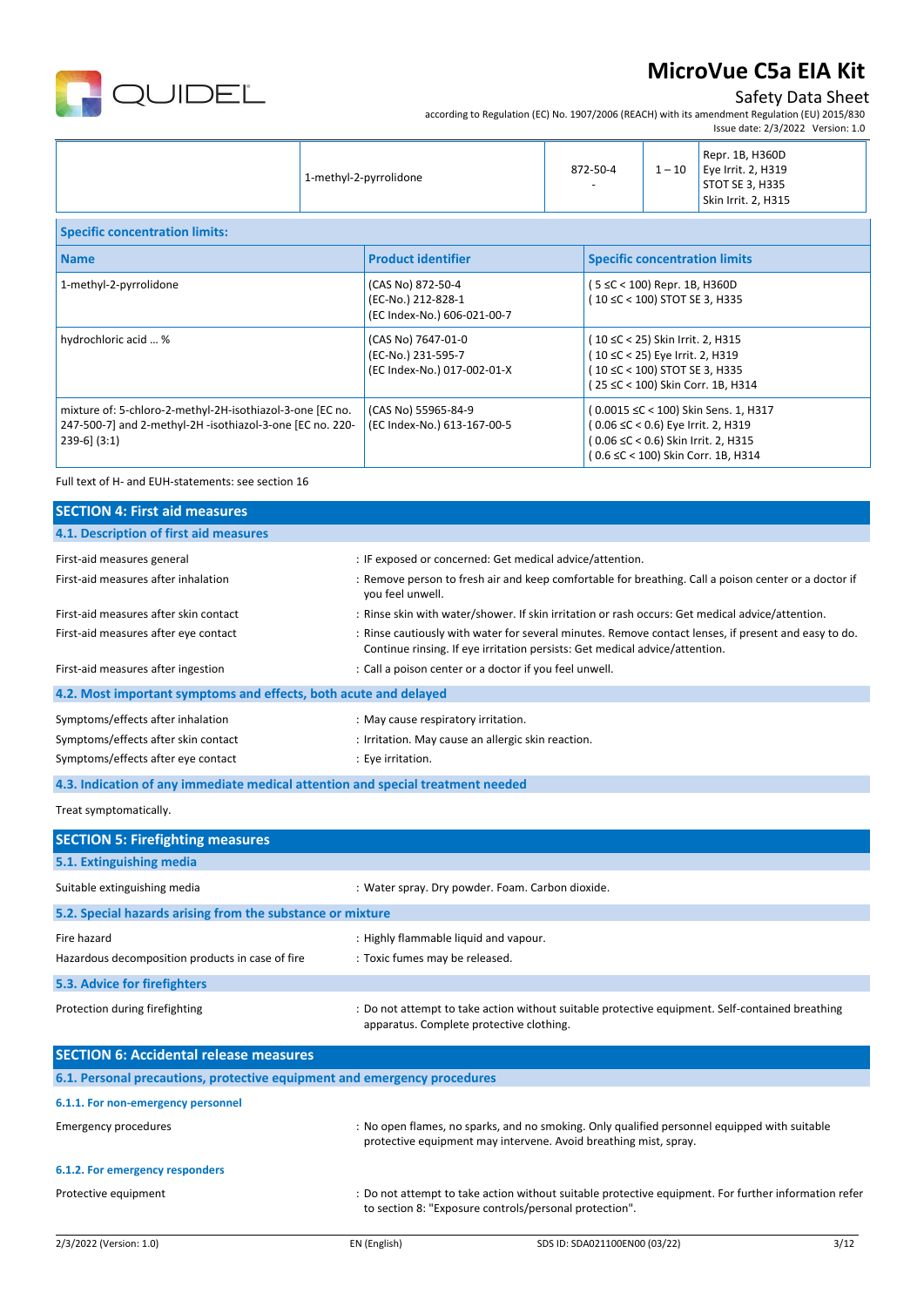| | 1-methyl-2-pyrrolidone | 872-50-4<br>- | 1 – 10 | Repr. 1B, H360D<br>Eye Irrit. 2, H319<br>STOT SE 3, H335<br>Skin Irrit. 2, H315 |
|---|---|---|---|---|

**Specific concentration limits:**

| Name | Product identifier | Specific concentration limits |
|---|---|---|
| 1-methyl-2-pyrrolidone | (CAS No) 872-50-4<br>(EC-No.) 212-828-1<br>(EC Index-No.) 606-021-00-7 | ( 5 ≤C < 100) Repr. 1B, H360D<br>( 10 ≤C < 100) STOT SE 3, H335 |
| hydrochloric acid ... % | (CAS No) 7647-01-0<br>(EC-No.) 231-595-7<br>(EC Index-No.) 017-002-01-X | ( 10 ≤C < 25) Skin Irrit. 2, H315<br>( 10 ≤C < 25) Eye Irrit. 2, H319<br>( 10 ≤C < 100) STOT SE 3, H335<br>( 25 ≤C < 100) Skin Corr. 1B, H314 |
| mixture of: 5-chloro-2-methyl-2H-isothiazol-3-one [EC no. 247-500-7] and 2-methyl-2H -isothiazol-3-one [EC no. 220-239-6] (3:1) | (CAS No) 55965-84-9<br>(EC Index-No.) 613-167-00-5 | ( 0.0015 ≤C < 100) Skin Sens. 1, H317<br>( 0.06 ≤C < 0.6) Eye Irrit. 2, H319<br>( 0.06 ≤C < 0.6) Skin Irrit. 2, H315<br>( 0.6 ≤C < 100) Skin Corr. 1B, H314 |

Full text of H- and EUH-statements: see section 16

## SECTION 4: First aid measures

### 4.1. Description of first aid measures

| | |
|---|---|
| First-aid measures general | : IF exposed or concerned: Get medical advice/attention. |
| First-aid measures after inhalation | : Remove person to fresh air and keep comfortable for breathing. Call a poison center or a doctor if you feel unwell. |
| First-aid measures after skin contact | : Rinse skin with water/shower. If skin irritation or rash occurs: Get medical advice/attention. |
| First-aid measures after eye contact | : Rinse cautiously with water for several minutes. Remove contact lenses, if present and easy to do. Continue rinsing. If eye irritation persists: Get medical advice/attention. |
| First-aid measures after ingestion | : Call a poison center or a doctor if you feel unwell. |

### 4.2. Most important symptoms and effects, both acute and delayed

| | |
|---|---|
| Symptoms/effects after inhalation | : May cause respiratory irritation. |
| Symptoms/effects after skin contact | : Irritation. May cause an allergic skin reaction. |
| Symptoms/effects after eye contact | : Eye irritation. |

### 4.3. Indication of any immediate medical attention and special treatment needed

Treat symptomatically.

## SECTION 5: Firefighting measures

### 5.1. Extinguishing media

| | |
|---|---|
| Suitable extinguishing media | : Water spray. Dry powder. Foam. Carbon dioxide. |

### 5.2. Special hazards arising from the substance or mixture

| | |
|---|---|
| Fire hazard | : Highly flammable liquid and vapour. |
| Hazardous decomposition products in case of fire | : Toxic fumes may be released. |

### 5.3. Advice for firefighters

| | |
|---|---|
| Protection during firefighting | : Do not attempt to take action without suitable protective equipment. Self-contained breathing apparatus. Complete protective clothing. |

## SECTION 6: Accidental release measures

### 6.1. Personal precautions, protective equipment and emergency procedures

#### 6.1.1. For non-emergency personnel

| | |
|---|---|
| Emergency procedures | : No open flames, no sparks, and no smoking. Only qualified personnel equipped with suitable protective equipment may intervene. Avoid breathing mist, spray. |

#### 6.1.2. For emergency responders

| | |
|---|---|
| Protective equipment | : Do not attempt to take action without suitable protective equipment. For further information refer to section 8: "Exposure controls/personal protection". |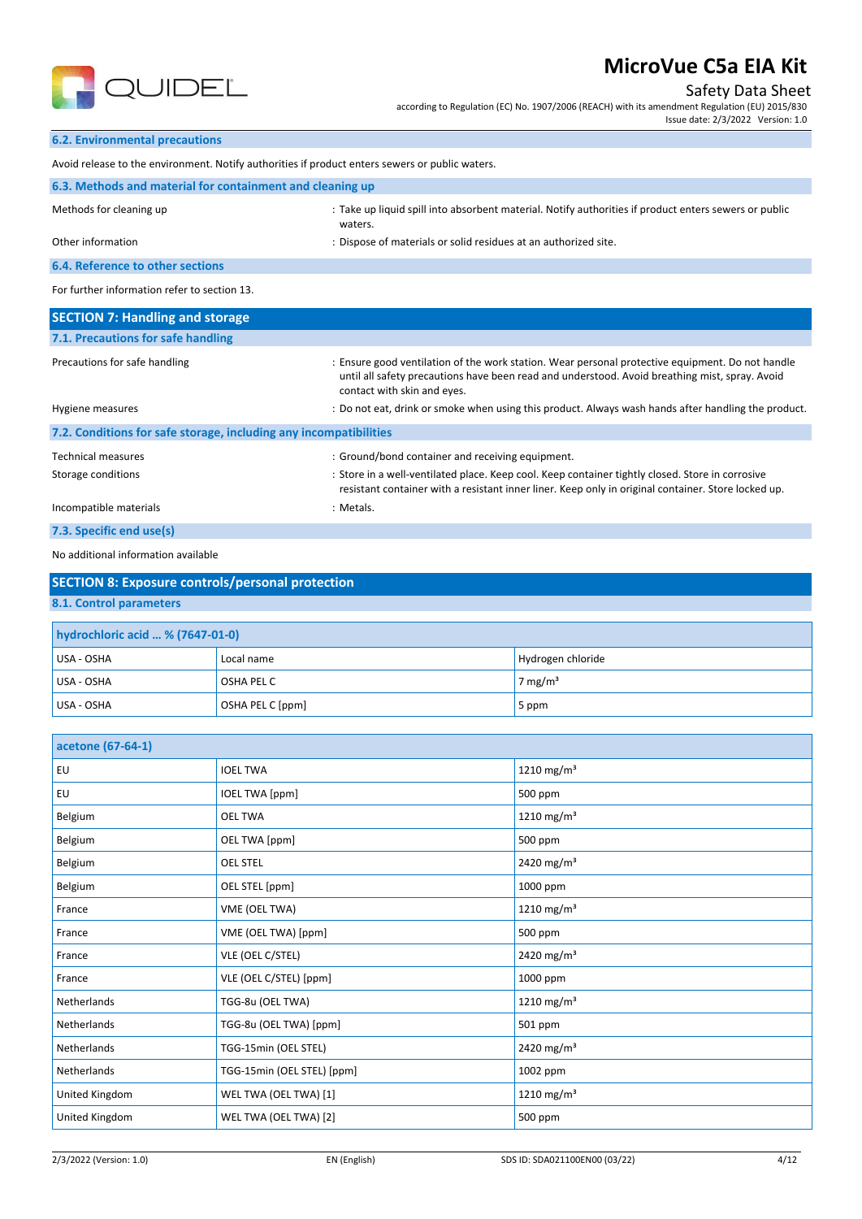### 6.2. Environmental precautions

Avoid release to the environment. Notify authorities if product enters sewers or public waters.

### 6.3. Methods and material for containment and cleaning up

| | |
|---|---|
| Methods for cleaning up | : Take up liquid spill into absorbent material. Notify authorities if product enters sewers or public waters. |
| Other information | : Dispose of materials or solid residues at an authorized site. |

### 6.4. Reference to other sections

For further information refer to section 13.

## SECTION 7: Handling and storage

### 7.1. Precautions for safe handling

| | |
|---|---|
| Precautions for safe handling | : Ensure good ventilation of the work station. Wear personal protective equipment. Do not handle until all safety precautions have been read and understood. Avoid breathing mist, spray. Avoid contact with skin and eyes. |
| Hygiene measures | : Do not eat, drink or smoke when using this product. Always wash hands after handling the product. |

### 7.2. Conditions for safe storage, including any incompatibilities

| | |
|---|---|
| Technical measures | : Ground/bond container and receiving equipment. |
| Storage conditions | : Store in a well-ventilated place. Keep cool. Keep container tightly closed. Store in corrosive resistant container with a resistant inner liner. Keep only in original container. Store locked up. |
| Incompatible materials | : Metals. |

### 7.3. Specific end use(s)

No additional information available

## SECTION 8: Exposure controls/personal protection

### 8.1. Control parameters

| hydrochloric acid ... % (7647-01-0) | | |
|---|---|---|
| USA - OSHA | Local name | Hydrogen chloride |
| USA - OSHA | OSHA PEL C | 7 mg/m³ |
| USA - OSHA | OSHA PEL C [ppm] | 5 ppm |

| acetone (67-64-1) | | |
|---|---|---|
| EU | IOEL TWA | 1210 mg/m³ |
| EU | IOEL TWA [ppm] | 500 ppm |
| Belgium | OEL TWA | 1210 mg/m³ |
| Belgium | OEL TWA [ppm] | 500 ppm |
| Belgium | OEL STEL | 2420 mg/m³ |
| Belgium | OEL STEL [ppm] | 1000 ppm |
| France | VME (OEL TWA) | 1210 mg/m³ |
| France | VME (OEL TWA) [ppm] | 500 ppm |
| France | VLE (OEL C/STEL) | 2420 mg/m³ |
| France | VLE (OEL C/STEL) [ppm] | 1000 ppm |
| Netherlands | TGG-8u (OEL TWA) | 1210 mg/m³ |
| Netherlands | TGG-8u (OEL TWA) [ppm] | 501 ppm |
| Netherlands | TGG-15min (OEL STEL) | 2420 mg/m³ |
| Netherlands | TGG-15min (OEL STEL) [ppm] | 1002 ppm |
| United Kingdom | WEL TWA (OEL TWA) [1] | 1210 mg/m³ |
| United Kingdom | WEL TWA (OEL TWA) [2] | 500 ppm |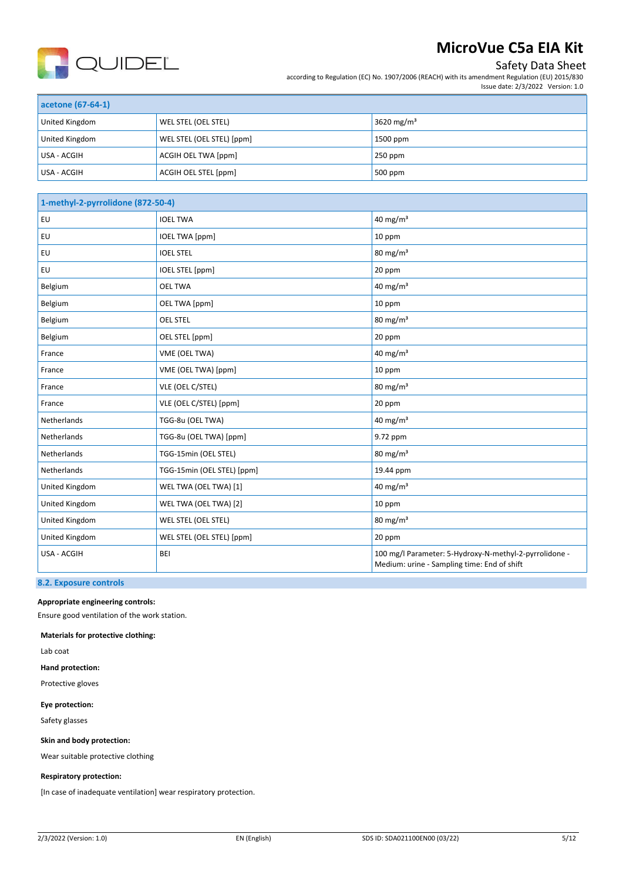| acetone (67-64-1) | | |
|---|---|---|
| United Kingdom | WEL STEL (OEL STEL) | 3620 mg/m³ |
| United Kingdom | WEL STEL (OEL STEL) [ppm] | 1500 ppm |
| USA - ACGIH | ACGIH OEL TWA [ppm] | 250 ppm |
| USA - ACGIH | ACGIH OEL STEL [ppm] | 500 ppm |

| 1-methyl-2-pyrrolidone (872-50-4) | | |
|---|---|---|
| EU | IOEL TWA | 40 mg/m³ |
| EU | IOEL TWA [ppm] | 10 ppm |
| EU | IOEL STEL | 80 mg/m³ |
| EU | IOEL STEL [ppm] | 20 ppm |
| Belgium | OEL TWA | 40 mg/m³ |
| Belgium | OEL TWA [ppm] | 10 ppm |
| Belgium | OEL STEL | 80 mg/m³ |
| Belgium | OEL STEL [ppm] | 20 ppm |
| France | VME (OEL TWA) | 40 mg/m³ |
| France | VME (OEL TWA) [ppm] | 10 ppm |
| France | VLE (OEL C/STEL) | 80 mg/m³ |
| France | VLE (OEL C/STEL) [ppm] | 20 ppm |
| Netherlands | TGG-8u (OEL TWA) | 40 mg/m³ |
| Netherlands | TGG-8u (OEL TWA) [ppm] | 9.72 ppm |
| Netherlands | TGG-15min (OEL STEL) | 80 mg/m³ |
| Netherlands | TGG-15min (OEL STEL) [ppm] | 19.44 ppm |
| United Kingdom | WEL TWA (OEL TWA) [1] | 40 mg/m³ |
| United Kingdom | WEL TWA (OEL TWA) [2] | 10 ppm |
| United Kingdom | WEL STEL (OEL STEL) | 80 mg/m³ |
| United Kingdom | WEL STEL (OEL STEL) [ppm] | 20 ppm |
| USA - ACGIH | BEI | 100 mg/l Parameter: 5-Hydroxy-N-methyl-2-pyrrolidone - Medium: urine - Sampling time: End of shift |

## 8.2. Exposure controls

**Appropriate engineering controls:**

Ensure good ventilation of the work station.

**Materials for protective clothing:**

Lab coat

**Hand protection:**

Protective gloves

**Eye protection:**

Safety glasses

**Skin and body protection:**

Wear suitable protective clothing

**Respiratory protection:**

[In case of inadequate ventilation] wear respiratory protection.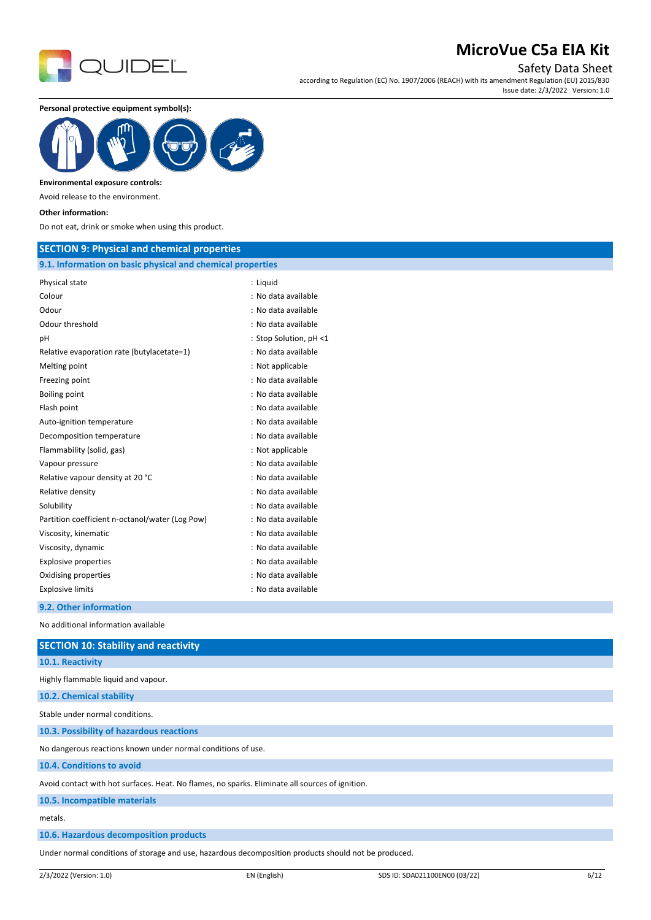**Personal protective equipment symbol(s):**

**Environmental exposure controls:**

Avoid release to the environment.

**Other information:**

Do not eat, drink or smoke when using this product.

## SECTION 9: Physical and chemical properties

### 9.1. Information on basic physical and chemical properties

| | |
|---|---|
| Physical state | : Liquid |
| Colour | : No data available |
| Odour | : No data available |
| Odour threshold | : No data available |
| pH | : Stop Solution, pH <1 |
| Relative evaporation rate (butylacetate=1) | : No data available |
| Melting point | : Not applicable |
| Freezing point | : No data available |
| Boiling point | : No data available |
| Flash point | : No data available |
| Auto-ignition temperature | : No data available |
| Decomposition temperature | : No data available |
| Flammability (solid, gas) | : Not applicable |
| Vapour pressure | : No data available |
| Relative vapour density at 20 °C | : No data available |
| Relative density | : No data available |
| Solubility | : No data available |
| Partition coefficient n-octanol/water (Log Pow) | : No data available |
| Viscosity, kinematic | : No data available |
| Viscosity, dynamic | : No data available |
| Explosive properties | : No data available |
| Oxidising properties | : No data available |
| Explosive limits | : No data available |

### 9.2. Other information

No additional information available

## SECTION 10: Stability and reactivity

### 10.1. Reactivity

Highly flammable liquid and vapour.

### 10.2. Chemical stability

Stable under normal conditions.

### 10.3. Possibility of hazardous reactions

No dangerous reactions known under normal conditions of use.

### 10.4. Conditions to avoid

Avoid contact with hot surfaces. Heat. No flames, no sparks. Eliminate all sources of ignition.

### 10.5. Incompatible materials

metals.

### 10.6. Hazardous decomposition products

Under normal conditions of storage and use, hazardous decomposition products should not be produced.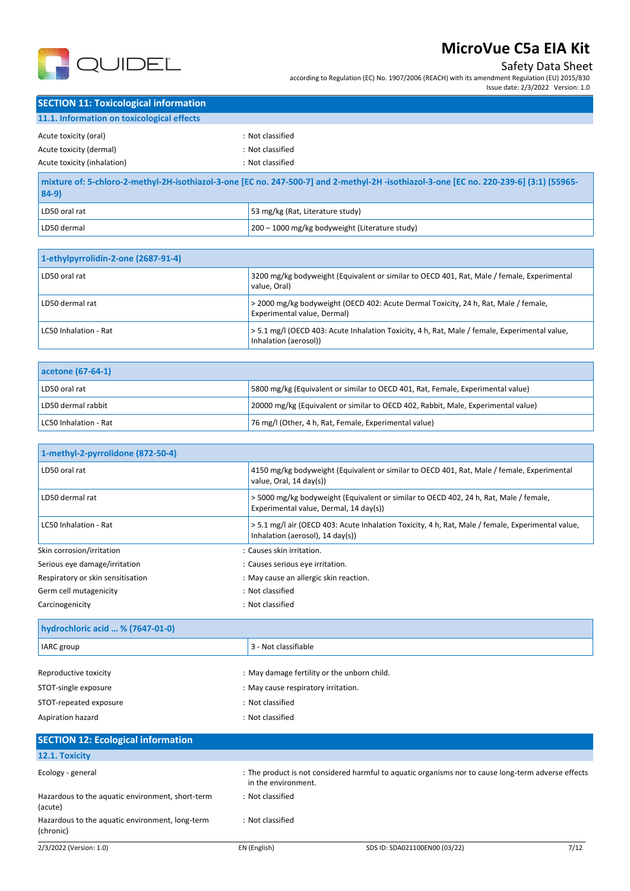## SECTION 11: Toxicological information

### 11.1. Information on toxicological effects

Acute toxicity (oral) : Not classified
Acute toxicity (dermal) : Not classified
Acute toxicity (inhalation) : Not classified

| mixture of: 5-chloro-2-methyl-2H-isothiazol-3-one [EC no. 247-500-7] and 2-methyl-2H -isothiazol-3-one [EC no. 220-239-6] (3:1) (55965-84-9) | |
|---|---|
| LD50 oral rat | 53 mg/kg (Rat, Literature study) |
| LD50 dermal | 200 – 1000 mg/kg bodyweight (Literature study) |

| 1-ethylpyrrolidin-2-one (2687-91-4) | |
|---|---|
| LD50 oral rat | 3200 mg/kg bodyweight (Equivalent or similar to OECD 401, Rat, Male / female, Experimental value, Oral) |
| LD50 dermal rat | > 2000 mg/kg bodyweight (OECD 402: Acute Dermal Toxicity, 24 h, Rat, Male / female, Experimental value, Dermal) |
| LC50 Inhalation - Rat | > 5.1 mg/l (OECD 403: Acute Inhalation Toxicity, 4 h, Rat, Male / female, Experimental value, Inhalation (aerosol)) |

| acetone (67-64-1) | |
|---|---|
| LD50 oral rat | 5800 mg/kg (Equivalent or similar to OECD 401, Rat, Female, Experimental value) |
| LD50 dermal rabbit | 20000 mg/kg (Equivalent or similar to OECD 402, Rabbit, Male, Experimental value) |
| LC50 Inhalation - Rat | 76 mg/l (Other, 4 h, Rat, Female, Experimental value) |

| 1-methyl-2-pyrrolidone (872-50-4) | |
|---|---|
| LD50 oral rat | 4150 mg/kg bodyweight (Equivalent or similar to OECD 401, Rat, Male / female, Experimental value, Oral, 14 day(s)) |
| LD50 dermal rat | > 5000 mg/kg bodyweight (Equivalent or similar to OECD 402, 24 h, Rat, Male / female, Experimental value, Dermal, 14 day(s)) |
| LC50 Inhalation - Rat | > 5.1 mg/l air (OECD 403: Acute Inhalation Toxicity, 4 h, Rat, Male / female, Experimental value, Inhalation (aerosol), 14 day(s)) |

Skin corrosion/irritation : Causes skin irritation.
Serious eye damage/irritation : Causes serious eye irritation.
Respiratory or skin sensitisation : May cause an allergic skin reaction.
Germ cell mutagenicity : Not classified
Carcinogenicity : Not classified

| hydrochloric acid ... % (7647-01-0) | |
|---|---|
| IARC group | 3 - Not classifiable |

Reproductive toxicity : May damage fertility or the unborn child.
STOT-single exposure : May cause respiratory irritation.
STOT-repeated exposure : Not classified
Aspiration hazard : Not classified

## SECTION 12: Ecological information

### 12.1. Toxicity

Ecology - general : The product is not considered harmful to aquatic organisms nor to cause long-term adverse effects in the environment.
Hazardous to the aquatic environment, short-term (acute) : Not classified
Hazardous to the aquatic environment, long-term (chronic) : Not classified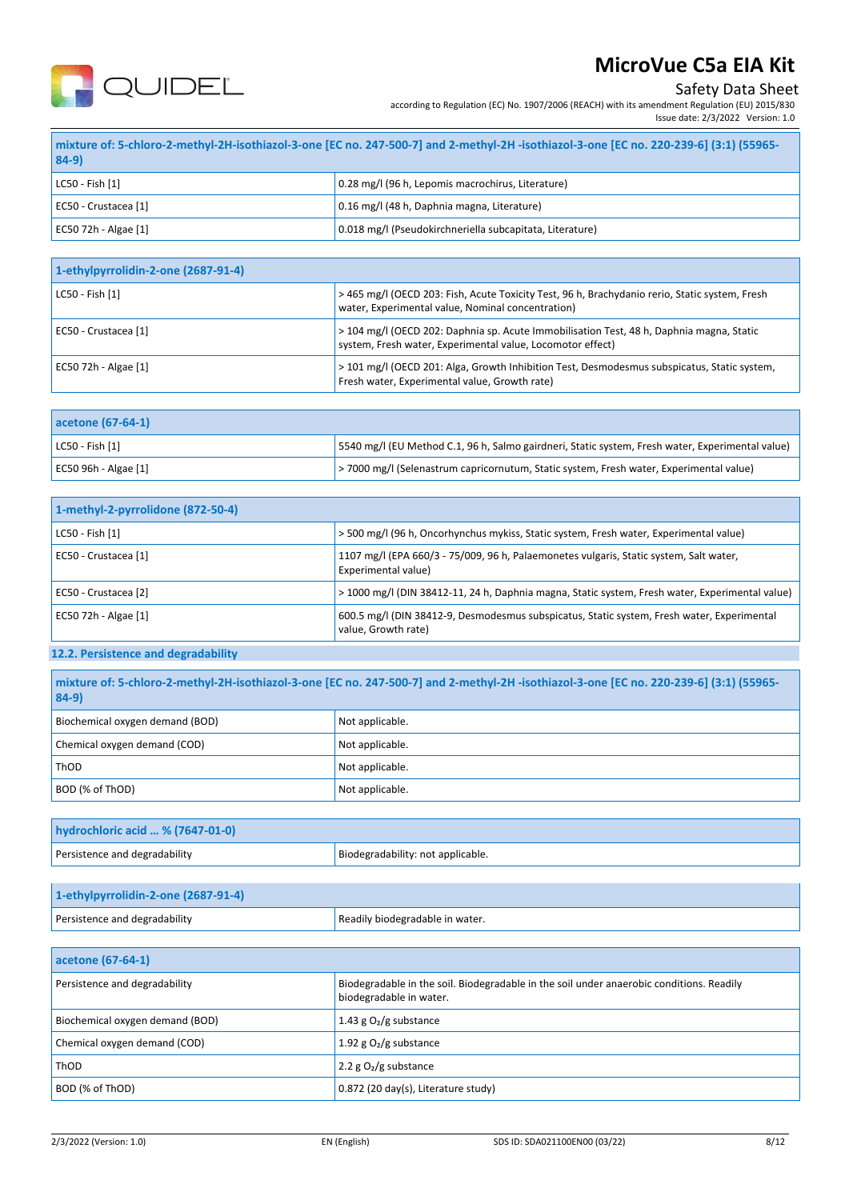| mixture of: 5-chloro-2-methyl-2H-isothiazol-3-one [EC no. 247-500-7] and 2-methyl-2H -isothiazol-3-one [EC no. 220-239-6] (3:1) (55965-84-9) | |
|---|---|
| LC50 - Fish [1] | 0.28 mg/l (96 h, Lepomis macrochirus, Literature) |
| EC50 - Crustacea [1] | 0.16 mg/l (48 h, Daphnia magna, Literature) |
| EC50 72h - Algae [1] | 0.018 mg/l (Pseudokirchneriella subcapitata, Literature) |

| 1-ethylpyrrolidin-2-one (2687-91-4) | |
|---|---|
| LC50 - Fish [1] | > 465 mg/l (OECD 203: Fish, Acute Toxicity Test, 96 h, Brachydanio rerio, Static system, Fresh water, Experimental value, Nominal concentration) |
| EC50 - Crustacea [1] | > 104 mg/l (OECD 202: Daphnia sp. Acute Immobilisation Test, 48 h, Daphnia magna, Static system, Fresh water, Experimental value, Locomotor effect) |
| EC50 72h - Algae [1] | > 101 mg/l (OECD 201: Alga, Growth Inhibition Test, Desmodesmus subspicatus, Static system, Fresh water, Experimental value, Growth rate) |

| acetone (67-64-1) | |
|---|---|
| LC50 - Fish [1] | 5540 mg/l (EU Method C.1, 96 h, Salmo gairdneri, Static system, Fresh water, Experimental value) |
| EC50 96h - Algae [1] | > 7000 mg/l (Selenastrum capricornutum, Static system, Fresh water, Experimental value) |

| 1-methyl-2-pyrrolidone (872-50-4) | |
|---|---|
| LC50 - Fish [1] | > 500 mg/l (96 h, Oncorhynchus mykiss, Static system, Fresh water, Experimental value) |
| EC50 - Crustacea [1] | 1107 mg/l (EPA 660/3 - 75/009, 96 h, Palaemonetes vulgaris, Static system, Salt water, Experimental value) |
| EC50 - Crustacea [2] | > 1000 mg/l (DIN 38412-11, 24 h, Daphnia magna, Static system, Fresh water, Experimental value) |
| EC50 72h - Algae [1] | 600.5 mg/l (DIN 38412-9, Desmodesmus subspicatus, Static system, Fresh water, Experimental value, Growth rate) |

### 12.2. Persistence and degradability

| mixture of: 5-chloro-2-methyl-2H-isothiazol-3-one [EC no. 247-500-7] and 2-methyl-2H -isothiazol-3-one [EC no. 220-239-6] (3:1) (55965-84-9) | |
|---|---|
| Biochemical oxygen demand (BOD) | Not applicable. |
| Chemical oxygen demand (COD) | Not applicable. |
| ThOD | Not applicable. |
| BOD (% of ThOD) | Not applicable. |

| hydrochloric acid … % (7647-01-0) | |
|---|---|
| Persistence and degradability | Biodegradability: not applicable. |

| 1-ethylpyrrolidin-2-one (2687-91-4) | |
|---|---|
| Persistence and degradability | Readily biodegradable in water. |

| acetone (67-64-1) | |
|---|---|
| Persistence and degradability | Biodegradable in the soil. Biodegradable in the soil under anaerobic conditions. Readily biodegradable in water. |
| Biochemical oxygen demand (BOD) | 1.43 g $O_2$/g substance |
| Chemical oxygen demand (COD) | 1.92 g $O_2$/g substance |
| ThOD | 2.2 g $O_2$/g substance |
| BOD (% of ThOD) | 0.872 (20 day(s), Literature study) |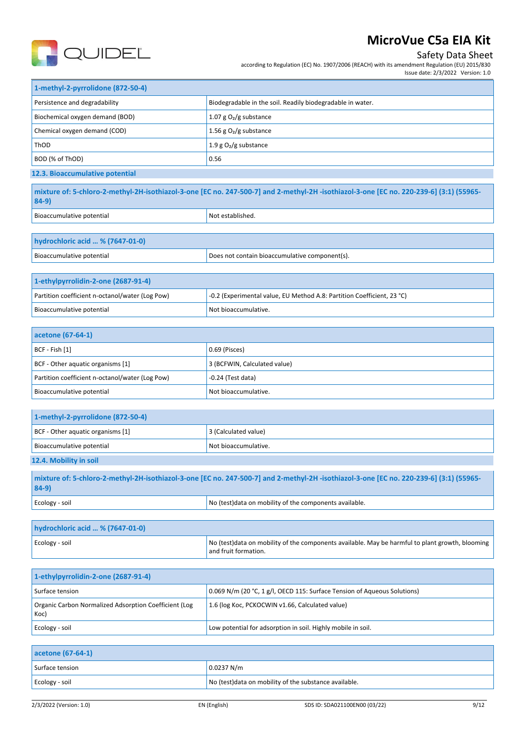| 1-methyl-2-pyrrolidone (872-50-4) | |
|---|---|
| Persistence and degradability | Biodegradable in the soil. Readily biodegradable in water. |
| Biochemical oxygen demand (BOD) | 1.07 g $O_2$/g substance |
| Chemical oxygen demand (COD) | 1.56 g $O_2$/g substance |
| ThOD | 1.9 g $O_2$/g substance |
| BOD (% of ThOD) | 0.56 |

## 12.3. Bioaccumulative potential

| mixture of: 5-chloro-2-methyl-2H-isothiazol-3-one [EC no. 247-500-7] and 2-methyl-2H -isothiazol-3-one [EC no. 220-239-6] (3:1) (55965-84-9) | |
|---|---|
| Bioaccumulative potential | Not established. |

| hydrochloric acid … % (7647-01-0) | |
|---|---|
| Bioaccumulative potential | Does not contain bioaccumulative component(s). |

| 1-ethylpyrrolidin-2-one (2687-91-4) | |
|---|---|
| Partition coefficient n-octanol/water (Log Pow) | -0.2 (Experimental value, EU Method A.8: Partition Coefficient, 23 °C) |
| Bioaccumulative potential | Not bioaccumulative. |

| acetone (67-64-1) | |
|---|---|
| BCF - Fish [1] | 0.69 (Pisces) |
| BCF - Other aquatic organisms [1] | 3 (BCFWIN, Calculated value) |
| Partition coefficient n-octanol/water (Log Pow) | -0.24 (Test data) |
| Bioaccumulative potential | Not bioaccumulative. |

| 1-methyl-2-pyrrolidone (872-50-4) | |
|---|---|
| BCF - Other aquatic organisms [1] | 3 (Calculated value) |
| Bioaccumulative potential | Not bioaccumulative. |

## 12.4. Mobility in soil

| mixture of: 5-chloro-2-methyl-2H-isothiazol-3-one [EC no. 247-500-7] and 2-methyl-2H -isothiazol-3-one [EC no. 220-239-6] (3:1) (55965-84-9) | |
|---|---|
| Ecology - soil | No (test)data on mobility of the components available. |

| hydrochloric acid … % (7647-01-0) | |
|---|---|
| Ecology - soil | No (test)data on mobility of the components available. May be harmful to plant growth, blooming and fruit formation. |

| 1-ethylpyrrolidin-2-one (2687-91-4) | |
|---|---|
| Surface tension | 0.069 N/m (20 °C, 1 g/l, OECD 115: Surface Tension of Aqueous Solutions) |
| Organic Carbon Normalized Adsorption Coefficient (Log Koc) | 1.6 (log Koc, PCKOCWIN v1.66, Calculated value) |
| Ecology - soil | Low potential for adsorption in soil. Highly mobile in soil. |

| acetone (67-64-1) | |
|---|---|
| Surface tension | 0.0237 N/m |
| Ecology - soil | No (test)data on mobility of the substance available. |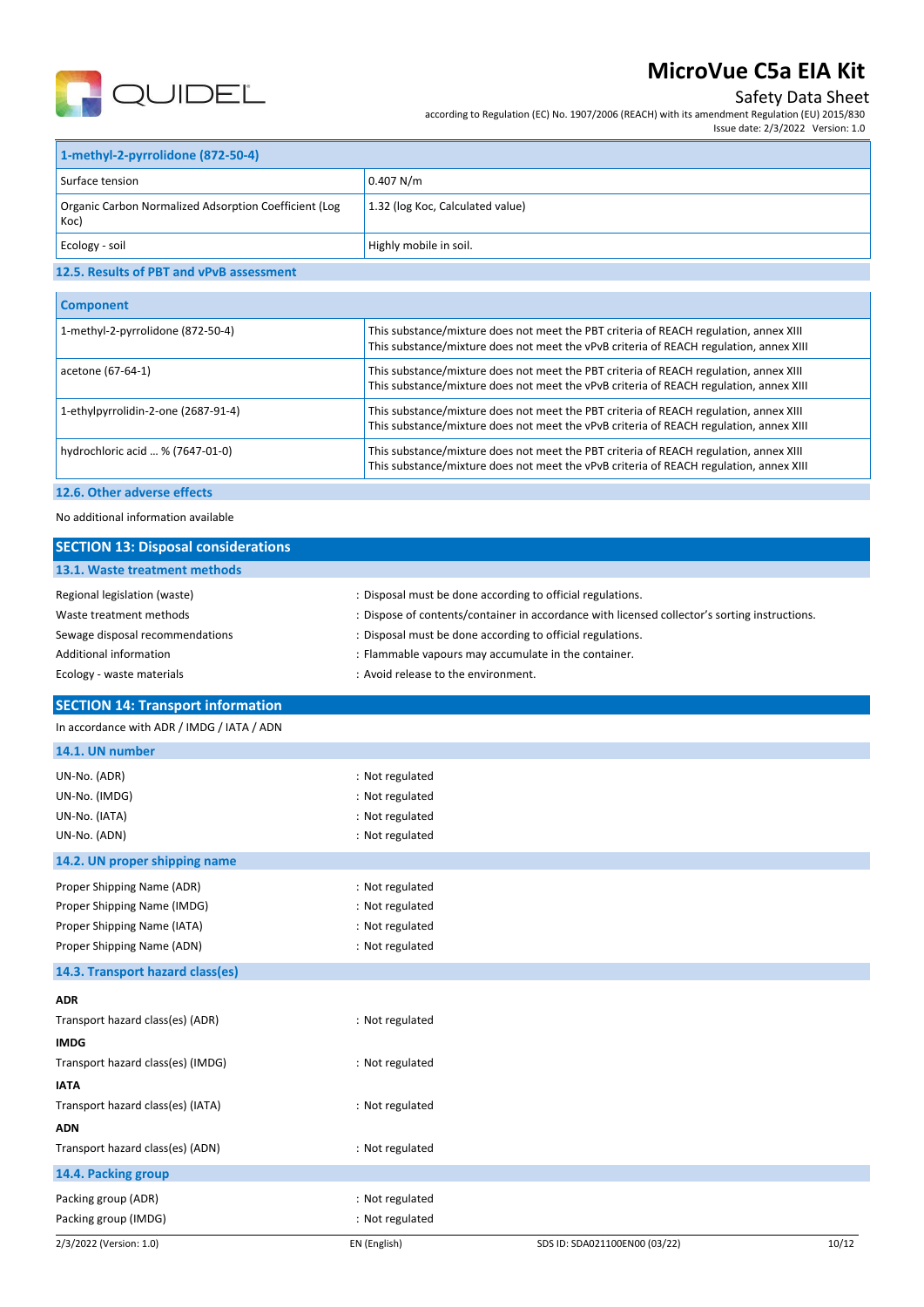| 1-methyl-2-pyrrolidone (872-50-4) | |
|---|---|
| Surface tension | 0.407 N/m |
| Organic Carbon Normalized Adsorption Coefficient (Log Koc) | 1.32 (log Koc, Calculated value) |
| Ecology - soil | Highly mobile in soil. |

### 12.5. Results of PBT and vPvB assessment

| Component | |
|---|---|
| 1-methyl-2-pyrrolidone (872-50-4) | This substance/mixture does not meet the PBT criteria of REACH regulation, annex XIII<br>This substance/mixture does not meet the vPvB criteria of REACH regulation, annex XIII |
| acetone (67-64-1) | This substance/mixture does not meet the PBT criteria of REACH regulation, annex XIII<br>This substance/mixture does not meet the vPvB criteria of REACH regulation, annex XIII |
| 1-ethylpyrrolidin-2-one (2687-91-4) | This substance/mixture does not meet the PBT criteria of REACH regulation, annex XIII<br>This substance/mixture does not meet the vPvB criteria of REACH regulation, annex XIII |
| hydrochloric acid ... % (7647-01-0) | This substance/mixture does not meet the PBT criteria of REACH regulation, annex XIII<br>This substance/mixture does not meet the vPvB criteria of REACH regulation, annex XIII |

### 12.6. Other adverse effects

No additional information available

## SECTION 13: Disposal considerations

### 13.1. Waste treatment methods

Regional legislation (waste) : Disposal must be done according to official regulations.

Waste treatment methods : Dispose of contents/container in accordance with licensed collector's sorting instructions.

Sewage disposal recommendations : Disposal must be done according to official regulations.

Additional information : Flammable vapours may accumulate in the container.

Ecology - waste materials : Avoid release to the environment.

## SECTION 14: Transport information

In accordance with ADR / IMDG / IATA / ADN

### 14.1. UN number

UN-No. (ADR) : Not regulated

UN-No. (IMDG) : Not regulated

UN-No. (IATA) : Not regulated

UN-No. (ADN) : Not regulated

### 14.2. UN proper shipping name

Proper Shipping Name (ADR) : Not regulated

Proper Shipping Name (IMDG) : Not regulated

Proper Shipping Name (IATA) : Not regulated

Proper Shipping Name (ADN) : Not regulated

### 14.3. Transport hazard class(es)

**ADR**

Transport hazard class(es) (ADR) : Not regulated

**IMDG**

Transport hazard class(es) (IMDG) : Not regulated

**IATA**

Transport hazard class(es) (IATA) : Not regulated

**ADN**

Transport hazard class(es) (ADN) : Not regulated

### 14.4. Packing group

Packing group (ADR) : Not regulated

Packing group (IMDG) : Not regulated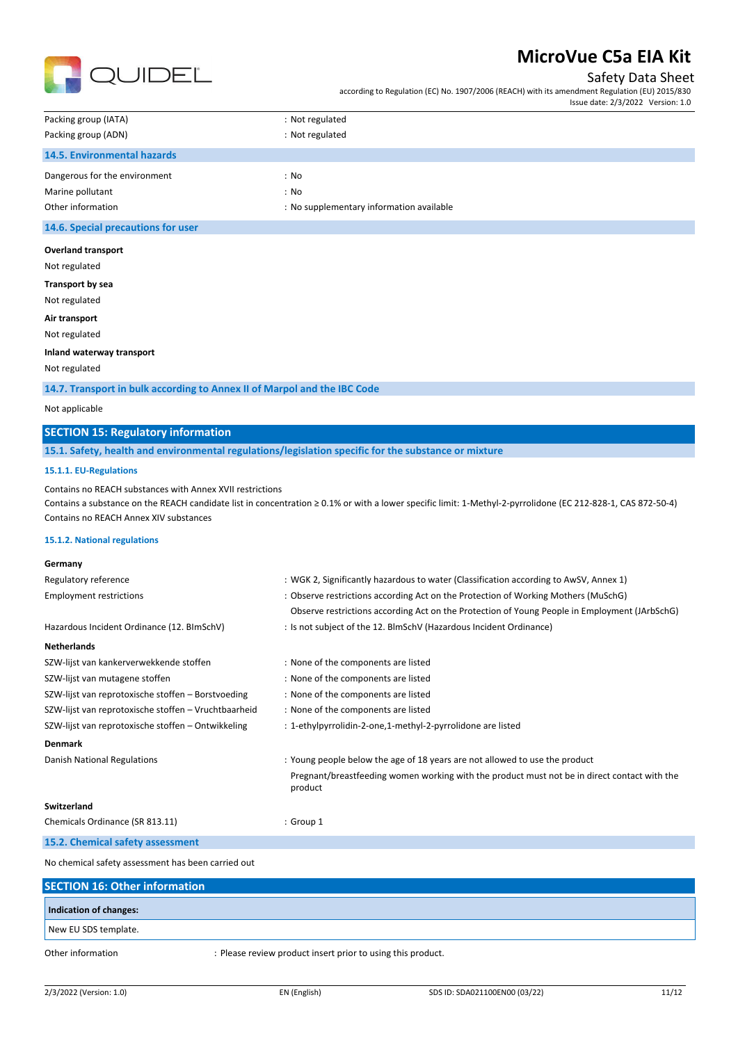| | |
|---|---|
| Packing group (IATA) | : Not regulated |
| Packing group (ADN) | : Not regulated |

### 14.5. Environmental hazards

| | |
|---|---|
| Dangerous for the environment | : No |
| Marine pollutant | : No |
| Other information | : No supplementary information available |

### 14.6. Special precautions for user

**Overland transport**

Not regulated

**Transport by sea**

Not regulated

**Air transport**

Not regulated

**Inland waterway transport**

Not regulated

### 14.7. Transport in bulk according to Annex II of Marpol and the IBC Code

Not applicable

## SECTION 15: Regulatory information

### 15.1. Safety, health and environmental regulations/legislation specific for the substance or mixture

#### 15.1.1. EU-Regulations

Contains no REACH substances with Annex XVII restrictions

Contains a substance on the REACH candidate list in concentration ≥ 0.1% or with a lower specific limit: 1-Methyl-2-pyrrolidone (EC 212-828-1, CAS 872-50-4)

Contains no REACH Annex XIV substances

#### 15.1.2. National regulations

**Germany**

| | |
|---|---|
| Regulatory reference | : WGK 2, Significantly hazardous to water (Classification according to AwSV, Annex 1) |
| Employment restrictions | : Observe restrictions according Act on the Protection of Working Mothers (MuSchG)<br>Observe restrictions according Act on the Protection of Young People in Employment (JArbSchG) |
| Hazardous Incident Ordinance (12. BImSchV) | : Is not subject of the 12. BlmSchV (Hazardous Incident Ordinance) |

**Netherlands**

| | |
|---|---|
| SZW-lijst van kankerverwekkende stoffen | : None of the components are listed |
| SZW-lijst van mutagene stoffen | : None of the components are listed |
| SZW-lijst van reprotoxische stoffen – Borstvoeding | : None of the components are listed |
| SZW-lijst van reprotoxische stoffen – Vruchtbaarheid | : None of the components are listed |
| SZW-lijst van reprotoxische stoffen – Ontwikkeling | : 1-ethylpyrrolidin-2-one,1-methyl-2-pyrrolidone are listed |

**Denmark**

| | |
|---|---|
| Danish National Regulations | : Young people below the age of 18 years are not allowed to use the product<br>Pregnant/breastfeeding women working with the product must not be in direct contact with the product |

**Switzerland**

| | |
|---|---|
| Chemicals Ordinance (SR 813.11) | : Group 1 |

### 15.2. Chemical safety assessment

No chemical safety assessment has been carried out

## SECTION 16: Other information

| **Indication of changes:** |
|---|
| New EU SDS template. |

Other information : Please review product insert prior to using this product.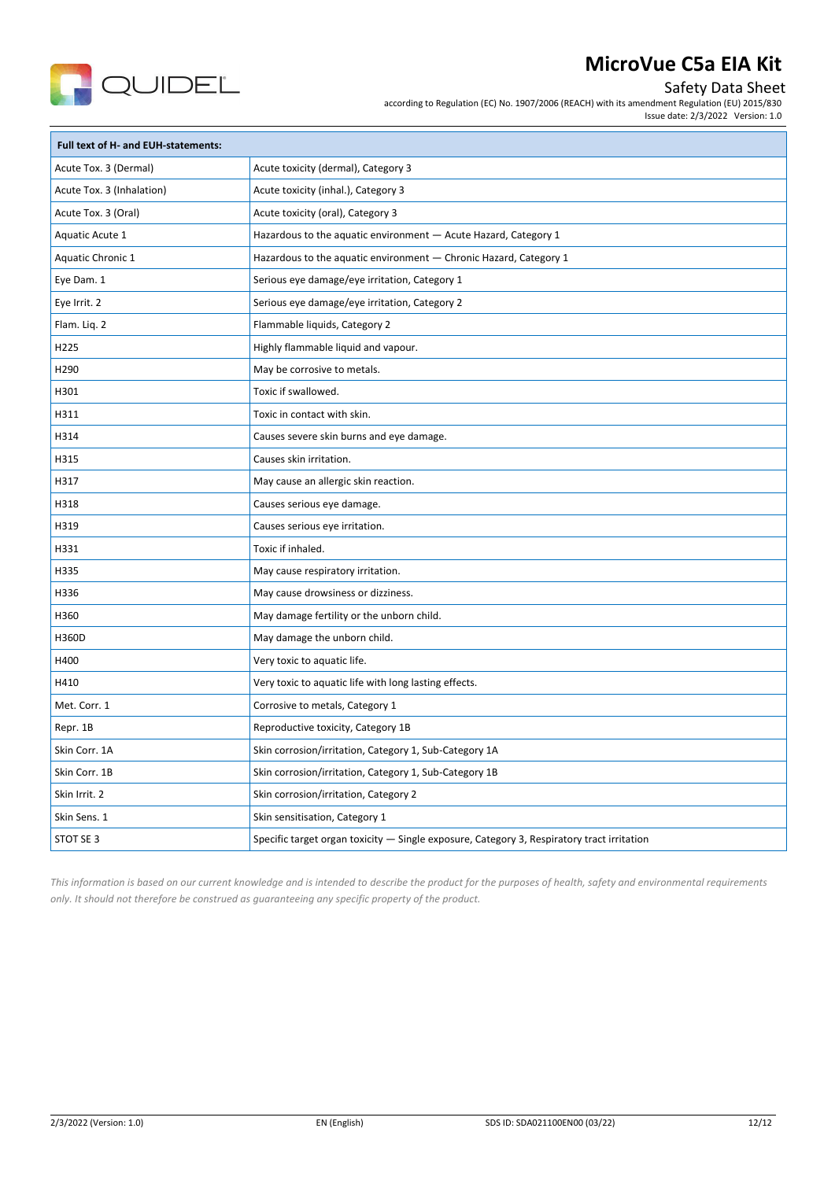| Full text of H- and EUH-statements: | |
| --- | --- |
| Acute Tox. 3 (Dermal) | Acute toxicity (dermal), Category 3 |
| Acute Tox. 3 (Inhalation) | Acute toxicity (inhal.), Category 3 |
| Acute Tox. 3 (Oral) | Acute toxicity (oral), Category 3 |
| Aquatic Acute 1 | Hazardous to the aquatic environment — Acute Hazard, Category 1 |
| Aquatic Chronic 1 | Hazardous to the aquatic environment — Chronic Hazard, Category 1 |
| Eye Dam. 1 | Serious eye damage/eye irritation, Category 1 |
| Eye Irrit. 2 | Serious eye damage/eye irritation, Category 2 |
| Flam. Liq. 2 | Flammable liquids, Category 2 |
| H225 | Highly flammable liquid and vapour. |
| H290 | May be corrosive to metals. |
| H301 | Toxic if swallowed. |
| H311 | Toxic in contact with skin. |
| H314 | Causes severe skin burns and eye damage. |
| H315 | Causes skin irritation. |
| H317 | May cause an allergic skin reaction. |
| H318 | Causes serious eye damage. |
| H319 | Causes serious eye irritation. |
| H331 | Toxic if inhaled. |
| H335 | May cause respiratory irritation. |
| H336 | May cause drowsiness or dizziness. |
| H360 | May damage fertility or the unborn child. |
| H360D | May damage the unborn child. |
| H400 | Very toxic to aquatic life. |
| H410 | Very toxic to aquatic life with long lasting effects. |
| Met. Corr. 1 | Corrosive to metals, Category 1 |
| Repr. 1B | Reproductive toxicity, Category 1B |
| Skin Corr. 1A | Skin corrosion/irritation, Category 1, Sub-Category 1A |
| Skin Corr. 1B | Skin corrosion/irritation, Category 1, Sub-Category 1B |
| Skin Irrit. 2 | Skin corrosion/irritation, Category 2 |
| Skin Sens. 1 | Skin sensitisation, Category 1 |
| STOT SE 3 | Specific target organ toxicity — Single exposure, Category 3, Respiratory tract irritation |

*This information is based on our current knowledge and is intended to describe the product for the purposes of health, safety and environmental requirements only. It should not therefore be construed as guaranteeing any specific property of the product.*